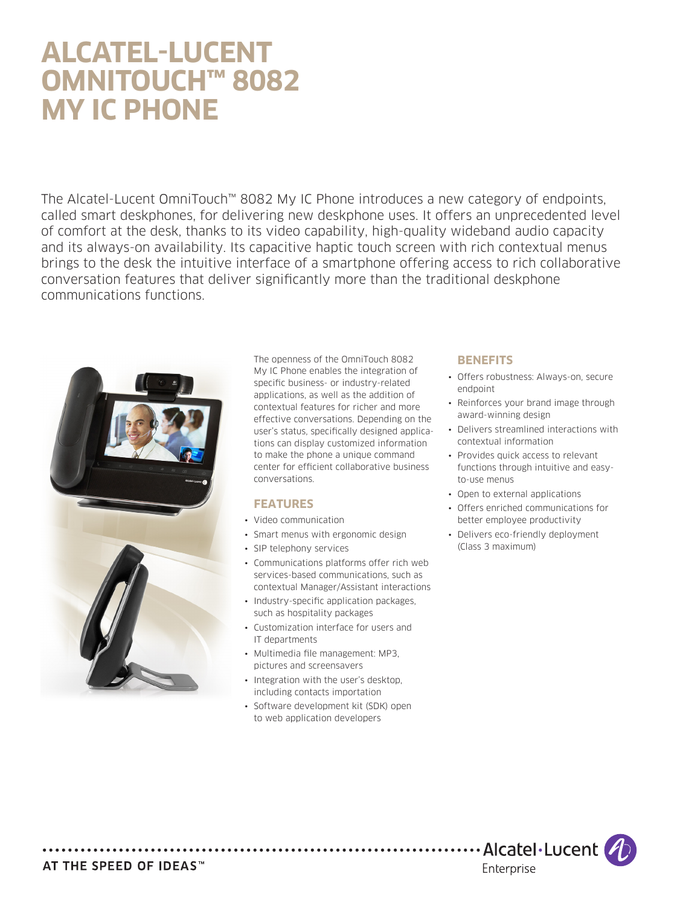# ALCATEL-LUCENT OMNITOUCH™ 8082 MY IC PHONE

The Alcatel-Lucent OmniTouch™ 8082 My IC Phone introduces a new category of endpoints, called smart deskphones, for delivering new deskphone uses. It offers an unprecedented level of comfort at the desk, thanks to its video capability, high-quality wideband audio capacity and its always-on availability. Its capacitive haptic touch screen with rich contextual menus brings to the desk the intuitive interface of a smartphone offering access to rich collaborative conversation features that deliver significantly more than the traditional deskphone communications functions.

The openness of the OmniTouch 8082 My IC Phone enables the integration of specific business- or industry-related applications, as well as the addition of contextual features for richer and more effective conversations. Depending on the user's status, specifically designed applications can display customized information to make the phone a unique command center for efficient collaborative business conversations.

## FEATURES

- Video communication
- Smart menus with ergonomic design
- SIP telephony services
- Communications platforms offer rich web services-based communications, such as contextual Manager/Assistant interactions
- Industry-specific application packages, such as hospitality packages
- Customization interface for users and IT departments
- Multimedia file management: MP3, pictures and screensavers
- Integration with the user's desktop, including contacts importation
- Software development kit (SDK) open to web application developers

## BENEFITS

- Offers robustness: Always-on, secure endpoint
- Reinforces your brand image through award-winning design
- Delivers streamlined interactions with contextual information
- Provides quick access to relevant functions through intuitive and easy-to-use menus
- Open to external applications
- Offers enriched communications for better employee productivity
- Delivers eco-friendly deployment (Class 3 maximum)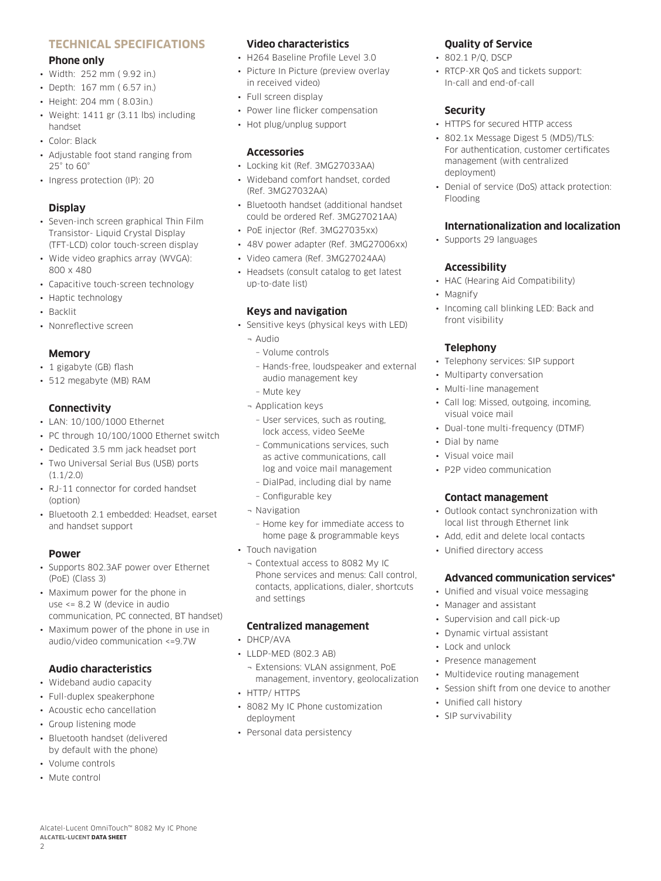## TECHNICAL SPECIFICATIONS

### Phone only

- Width: 252 mm ( 9.92 in.)
- Depth: 167 mm ( 6.57 in.)
- Height: 204 mm ( 8.03in.)
- Weight: 1411 gr (3.11 lbs) including handset
- Color: Black
- Adjustable foot stand ranging from 25° to 60°
- Ingress protection (IP): 20

### Display

- Seven-inch screen graphical Thin Film Transistor- Liquid Crystal Display (TFT-LCD) color touch-screen display
- Wide video graphics array (WVGA): 800 x 480
- Capacitive touch-screen technology
- Haptic technology
- Backlit
- Nonreflective screen

### Memory

- 1 gigabyte (GB) flash
- 512 megabyte (MB) RAM

### Connectivity

- LAN: 10/100/1000 Ethernet
- PC through 10/100/1000 Ethernet switch
- Dedicated 3.5 mm jack headset port
- Two Universal Serial Bus (USB) ports (1.1/2.0)
- RJ-11 connector for corded handset (option)
- Bluetooth 2.1 embedded: Headset, earset and handset support

### Power

- Supports 802.3AF power over Ethernet (PoE) (Class 3)
- Maximum power for the phone in use <= 8.2 W (device in audio communication, PC connected, BT handset)
- Maximum power of the phone in use in audio/video communication <=9.7W

### Audio characteristics

- Wideband audio capacity
- Full-duplex speakerphone
- Acoustic echo cancellation
- Group listening mode
- Bluetooth handset (delivered by default with the phone)
- Volume controls
- Mute control

### Video characteristics

- H264 Baseline Profile Level 3.0
- Picture In Picture (preview overlay in received video)
- Full screen display
- Power line flicker compensation
- Hot plug/unplug support

### Accessories

- Locking kit (Ref. 3MG27033AA)
- Wideband comfort handset, corded (Ref. 3MG27032AA)
- Bluetooth handset (additional handset could be ordered Ref. 3MG27021AA)
- PoE injector (Ref. 3MG27035xx)
- 48V power adapter (Ref. 3MG27006xx)
- Video camera (Ref. 3MG27024AA)
- Headsets (consult catalog to get latest up-to-date list)

### Keys and navigation

- Sensitive keys (physical keys with LED)
  - Audio
    - Volume controls
    - Hands-free, loudspeaker and external audio management key
    - Mute key
  - Application keys
    - User services, such as routing, lock access, video SeeMe
    - Communications services, such as active communications, call log and voice mail management
    - DialPad, including dial by name
    - Configurable key
  - Navigation
    - Home key for immediate access to home page & programmable keys
- Touch navigation
  - Contextual access to 8082 My IC Phone services and menus: Call control, contacts, applications, dialer, shortcuts and settings

### Centralized management

- DHCP/AVA
- LLDP-MED (802.3 AB)
  - Extensions: VLAN assignment, PoE management, inventory, geolocalization
- HTTP/ HTTPS
- 8082 My IC Phone customization deployment
- Personal data persistency

### Quality of Service

- 802.1 P/Q, DSCP
- RTCP-XR QoS and tickets support: In-call and end-of-call

### Security

- HTTPS for secured HTTP access
- 802.1x Message Digest 5 (MD5)/TLS: For authentication, customer certificates management (with centralized deployment)
- Denial of service (DoS) attack protection: Flooding

### Internationalization and localization

- Supports 29 languages

### Accessibility

- HAC (Hearing Aid Compatibility)
- Magnify
- Incoming call blinking LED: Back and front visibility

### Telephony

- Telephony services: SIP support
- Multiparty conversation
- Multi-line management
- Call log: Missed, outgoing, incoming, visual voice mail
- Dual-tone multi-frequency (DTMF)
- Dial by name
- Visual voice mail
- P2P video communication

### Contact management

- Outlook contact synchronization with local list through Ethernet link
- Add, edit and delete local contacts
- Unified directory access

### Advanced communication services*

- Unified and visual voice messaging
- Manager and assistant
- Supervision and call pick-up
- Dynamic virtual assistant
- Lock and unlock
- Presence management
- Multidevice routing management
- Session shift from one device to another
- Unified call history
- SIP survivability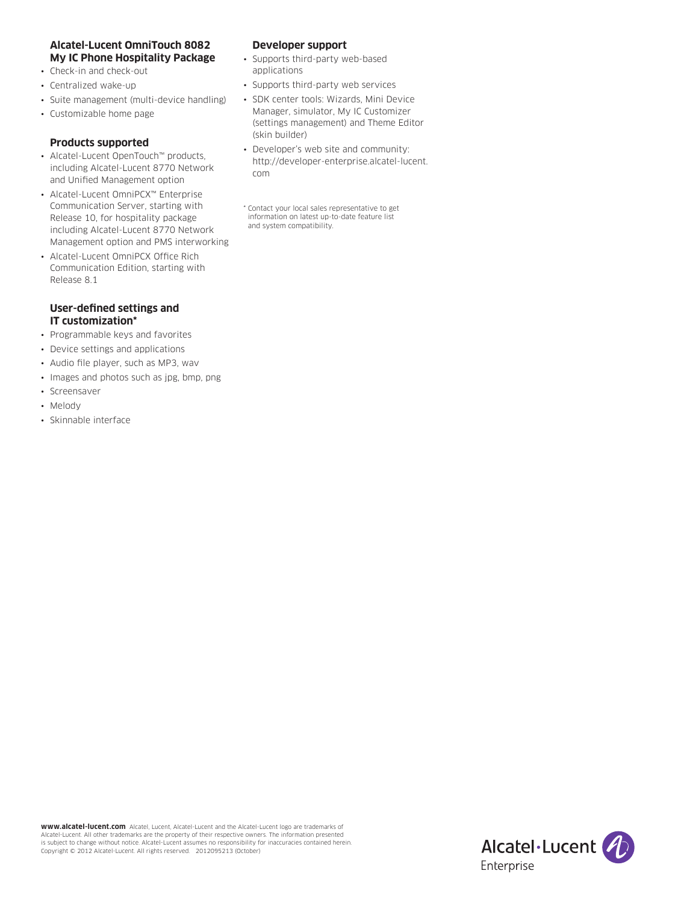### Alcatel-Lucent OmniTouch 8082 My IC Phone Hospitality Package

- Check-in and check-out
- Centralized wake-up
- Suite management (multi-device handling)
- Customizable home page

### Products supported

- Alcatel-Lucent OpenTouch™ products, including Alcatel-Lucent 8770 Network and Unified Management option
- Alcatel-Lucent OmniPCX™ Enterprise Communication Server, starting with Release 10, for hospitality package including Alcatel-Lucent 8770 Network Management option and PMS interworking
- Alcatel-Lucent OmniPCX Office Rich Communication Edition, starting with Release 8.1

### User-defined settings and IT customization*

- Programmable keys and favorites
- Device settings and applications
- Audio file player, such as MP3, wav
- Images and photos such as jpg, bmp, png
- Screensaver
- Melody
- Skinnable interface

### Developer support

- Supports third-party web-based applications
- Supports third-party web services
- SDK center tools: Wizards, Mini Device Manager, simulator, My IC Customizer (settings management) and Theme Editor (skin builder)
- Developer's web site and community: http://developer-enterprise.alcatel-lucent.com

* Contact your local sales representative to get information on latest up-to-date feature list and system compatibility.

**www.alcatel-lucent.com** Alcatel, Lucent, Alcatel-Lucent and the Alcatel-Lucent logo are trademarks of Alcatel-Lucent. All other trademarks are the property of their respective owners. The information presented is subject to change without notice. Alcatel-Lucent assumes no responsibility for inaccuracies contained herein. Copyright © 2012 Alcatel-Lucent. All rights reserved. 2012095213 (October)

Alcatel·Lucent
Enterprise